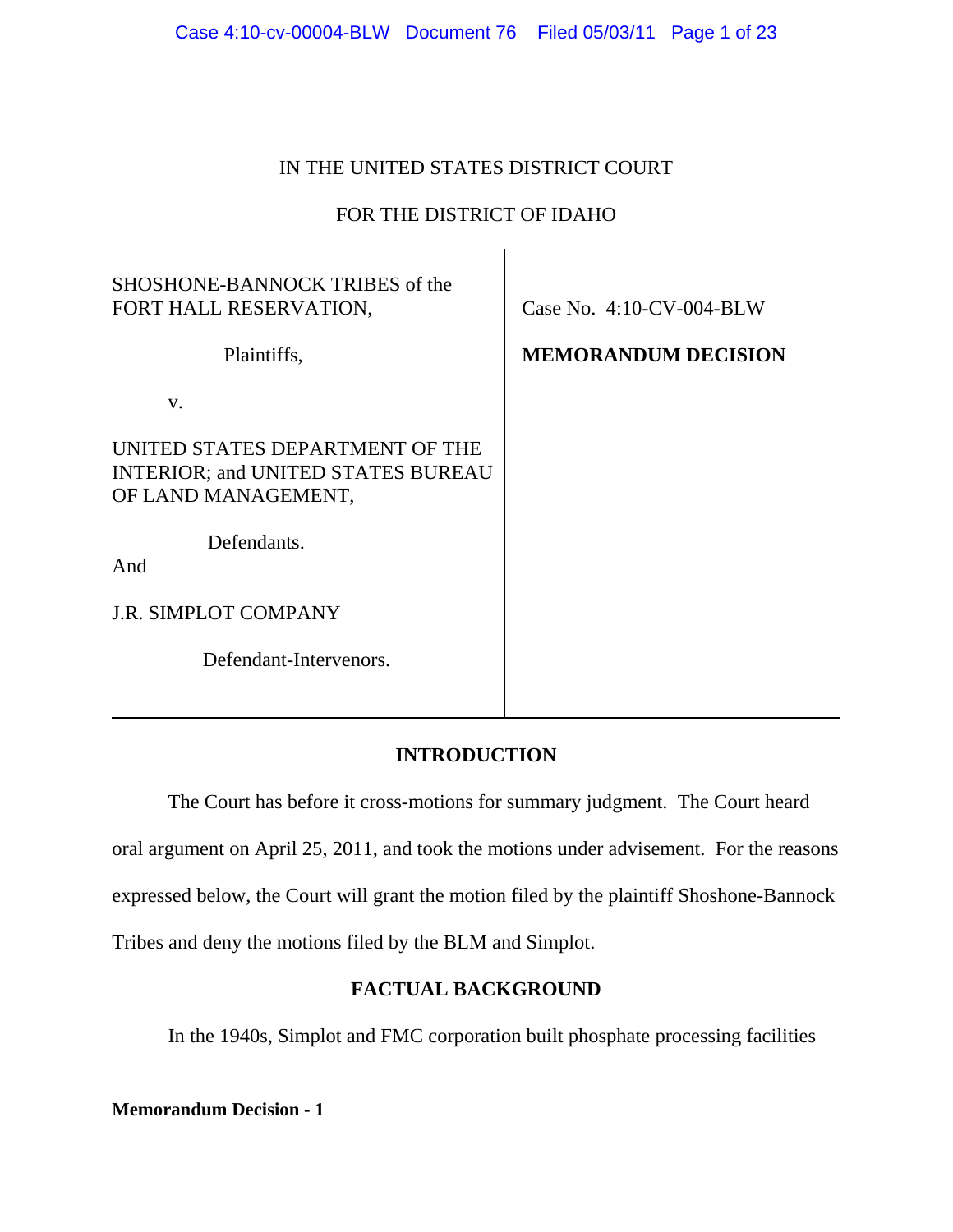IN THE UNITED STATES DISTRICT COURT

FOR THE DISTRICT OF IDAHO

| | |
|---|---|
| SHOSHONE-BANNOCK TRIBES of the FORT HALL RESERVATION,<br><br>Plaintiffs,<br><br>v.<br><br>UNITED STATES DEPARTMENT OF THE INTERIOR; and UNITED STATES BUREAU OF LAND MANAGEMENT,<br><br>Defendants.<br>And<br><br>J.R. SIMPLOT COMPANY<br><br>Defendant-Intervenors. | Case No. 4:10-CV-004-BLW<br><br>**MEMORANDUM DECISION** |

## INTRODUCTION

The Court has before it cross-motions for summary judgment. The Court heard oral argument on April 25, 2011, and took the motions under advisement. For the reasons expressed below, the Court will grant the motion filed by the plaintiff Shoshone-Bannock Tribes and deny the motions filed by the BLM and Simplot.

## FACTUAL BACKGROUND

In the 1940s, Simplot and FMC corporation built phosphate processing facilities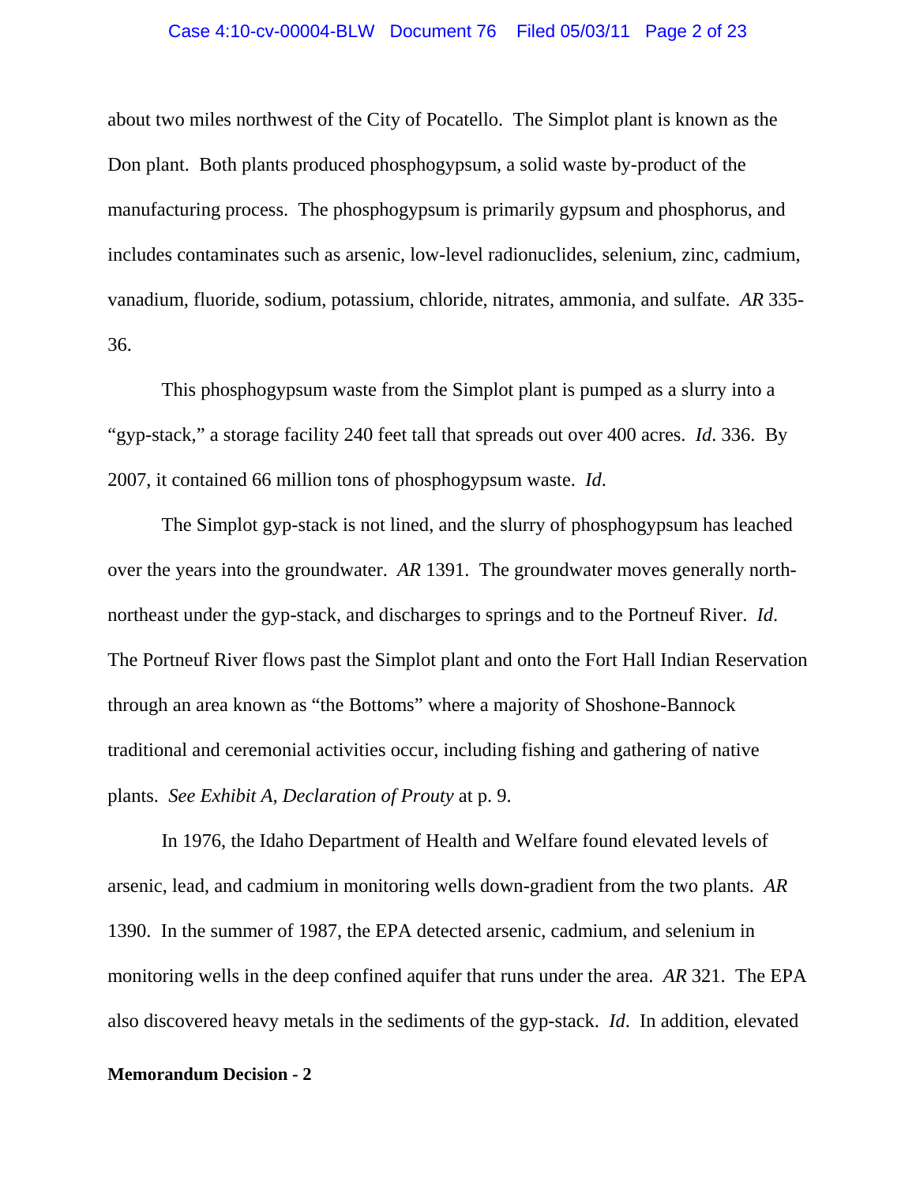about two miles northwest of the City of Pocatello. The Simplot plant is known as the Don plant. Both plants produced phosphogypsum, a solid waste by-product of the manufacturing process. The phosphogypsum is primarily gypsum and phosphorus, and includes contaminates such as arsenic, low-level radionuclides, selenium, zinc, cadmium, vanadium, fluoride, sodium, potassium, chloride, nitrates, ammonia, and sulfate. *AR* 335-36.

This phosphogypsum waste from the Simplot plant is pumped as a slurry into a "gyp-stack," a storage facility 240 feet tall that spreads out over 400 acres. *Id*. 336. By 2007, it contained 66 million tons of phosphogypsum waste. *Id*.

The Simplot gyp-stack is not lined, and the slurry of phosphogypsum has leached over the years into the groundwater. *AR* 1391. The groundwater moves generally north-northeast under the gyp-stack, and discharges to springs and to the Portneuf River. *Id*. The Portneuf River flows past the Simplot plant and onto the Fort Hall Indian Reservation through an area known as "the Bottoms" where a majority of Shoshone-Bannock traditional and ceremonial activities occur, including fishing and gathering of native plants. *See Exhibit A, Declaration of Prouty* at p. 9.

In 1976, the Idaho Department of Health and Welfare found elevated levels of arsenic, lead, and cadmium in monitoring wells down-gradient from the two plants. *AR* 1390. In the summer of 1987, the EPA detected arsenic, cadmium, and selenium in monitoring wells in the deep confined aquifer that runs under the area. *AR* 321. The EPA also discovered heavy metals in the sediments of the gyp-stack. *Id*. In addition, elevated

**Memorandum Decision - 2**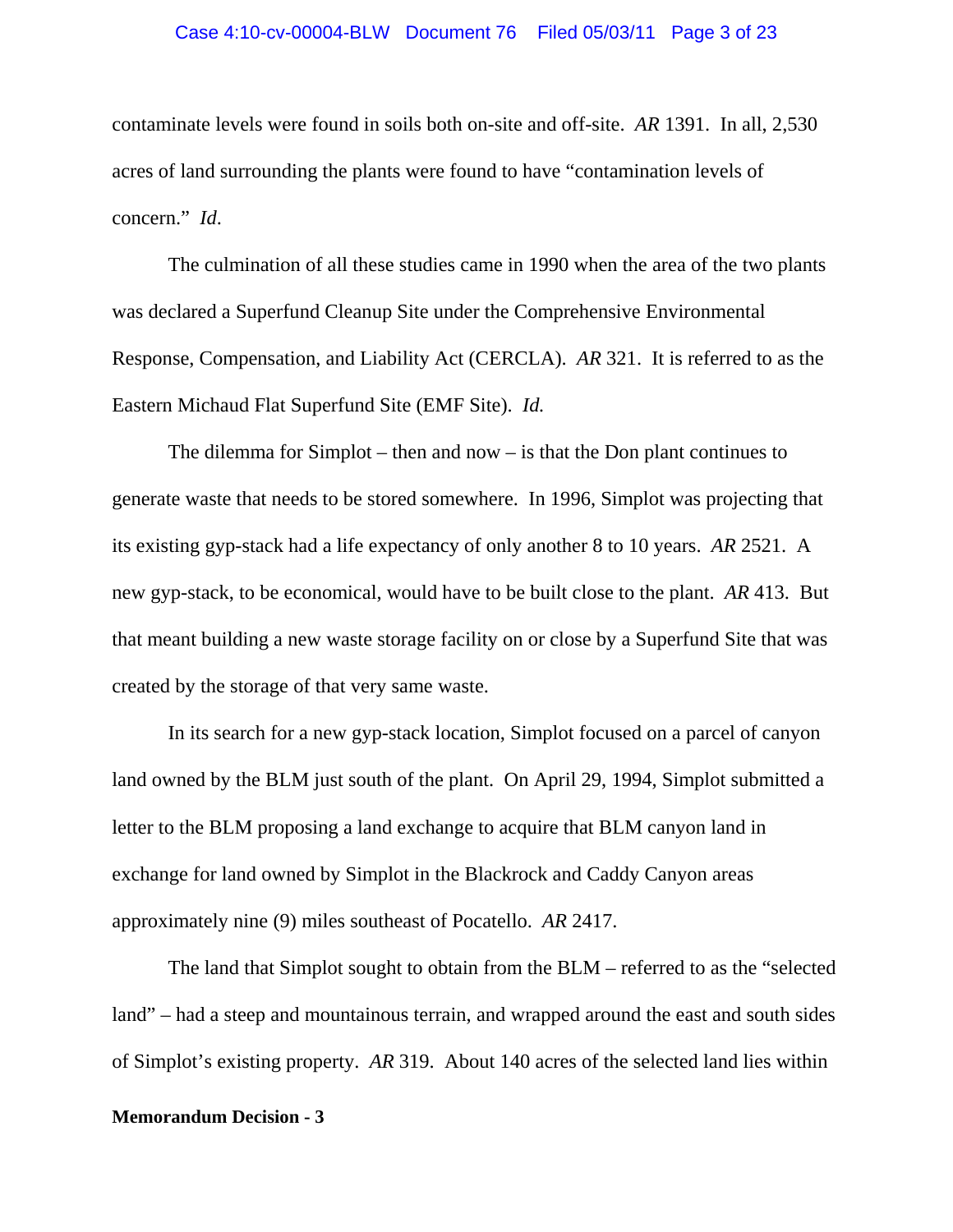contaminate levels were found in soils both on-site and off-site. *AR* 1391. In all, 2,530 acres of land surrounding the plants were found to have "contamination levels of concern." *Id*.

The culmination of all these studies came in 1990 when the area of the two plants was declared a Superfund Cleanup Site under the Comprehensive Environmental Response, Compensation, and Liability Act (CERCLA). *AR* 321. It is referred to as the Eastern Michaud Flat Superfund Site (EMF Site). *Id.*

The dilemma for Simplot – then and now – is that the Don plant continues to generate waste that needs to be stored somewhere. In 1996, Simplot was projecting that its existing gyp-stack had a life expectancy of only another 8 to 10 years. *AR* 2521. A new gyp-stack, to be economical, would have to be built close to the plant. *AR* 413. But that meant building a new waste storage facility on or close by a Superfund Site that was created by the storage of that very same waste.

In its search for a new gyp-stack location, Simplot focused on a parcel of canyon land owned by the BLM just south of the plant. On April 29, 1994, Simplot submitted a letter to the BLM proposing a land exchange to acquire that BLM canyon land in exchange for land owned by Simplot in the Blackrock and Caddy Canyon areas approximately nine (9) miles southeast of Pocatello. *AR* 2417.

The land that Simplot sought to obtain from the BLM – referred to as the "selected land" – had a steep and mountainous terrain, and wrapped around the east and south sides of Simplot's existing property. *AR* 319. About 140 acres of the selected land lies within

**Memorandum Decision - 3**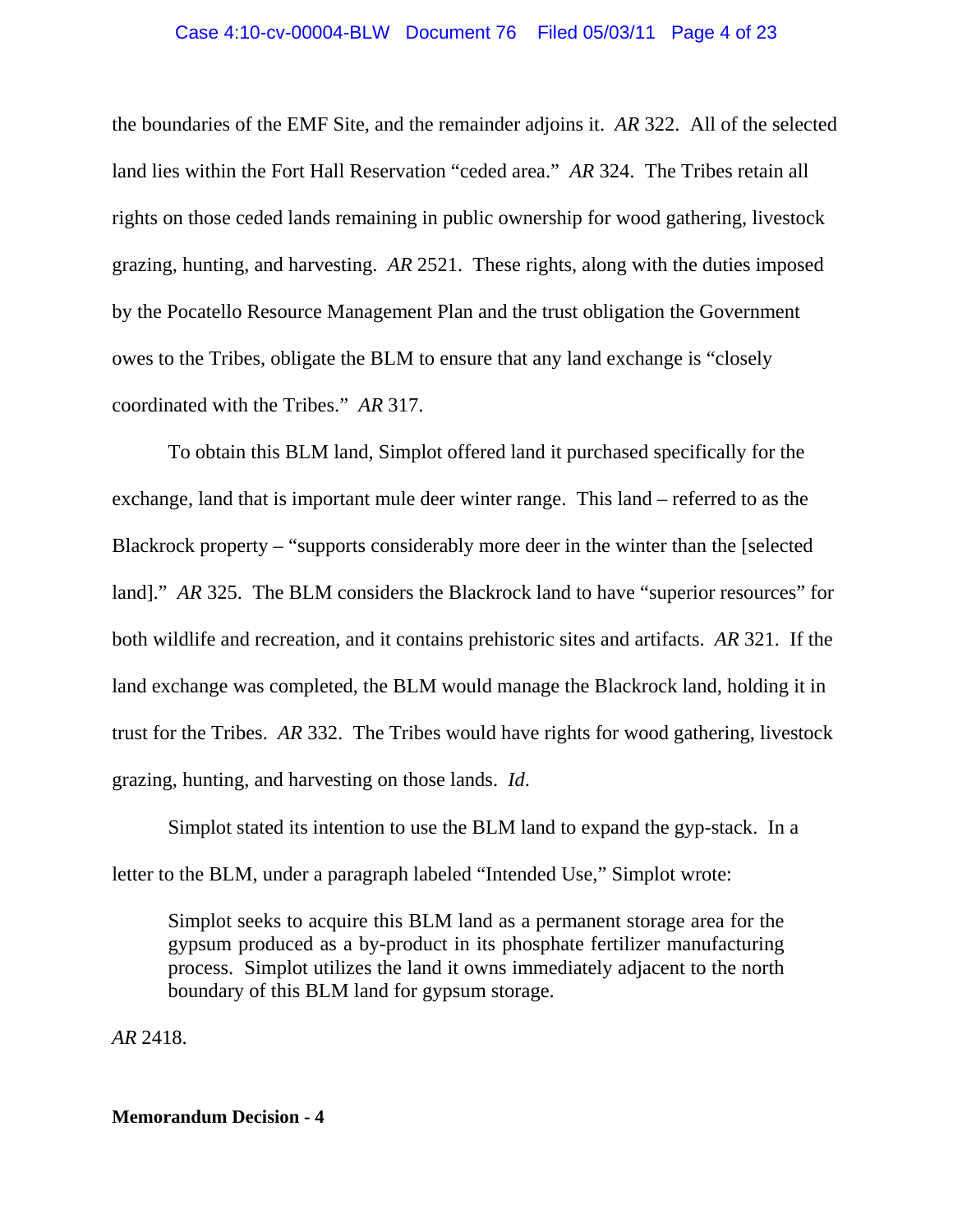the boundaries of the EMF Site, and the remainder adjoins it. *AR* 322. All of the selected land lies within the Fort Hall Reservation "ceded area." *AR* 324. The Tribes retain all rights on those ceded lands remaining in public ownership for wood gathering, livestock grazing, hunting, and harvesting. *AR* 2521. These rights, along with the duties imposed by the Pocatello Resource Management Plan and the trust obligation the Government owes to the Tribes, obligate the BLM to ensure that any land exchange is "closely coordinated with the Tribes." *AR* 317.

To obtain this BLM land, Simplot offered land it purchased specifically for the exchange, land that is important mule deer winter range. This land – referred to as the Blackrock property – "supports considerably more deer in the winter than the [selected land]." *AR* 325. The BLM considers the Blackrock land to have "superior resources" for both wildlife and recreation, and it contains prehistoric sites and artifacts. *AR* 321. If the land exchange was completed, the BLM would manage the Blackrock land, holding it in trust for the Tribes. *AR* 332. The Tribes would have rights for wood gathering, livestock grazing, hunting, and harvesting on those lands. *Id*.

Simplot stated its intention to use the BLM land to expand the gyp-stack. In a letter to the BLM, under a paragraph labeled "Intended Use," Simplot wrote:

> Simplot seeks to acquire this BLM land as a permanent storage area for the gypsum produced as a by-product in its phosphate fertilizer manufacturing process. Simplot utilizes the land it owns immediately adjacent to the north boundary of this BLM land for gypsum storage.

*AR* 2418.

**Memorandum Decision - 4**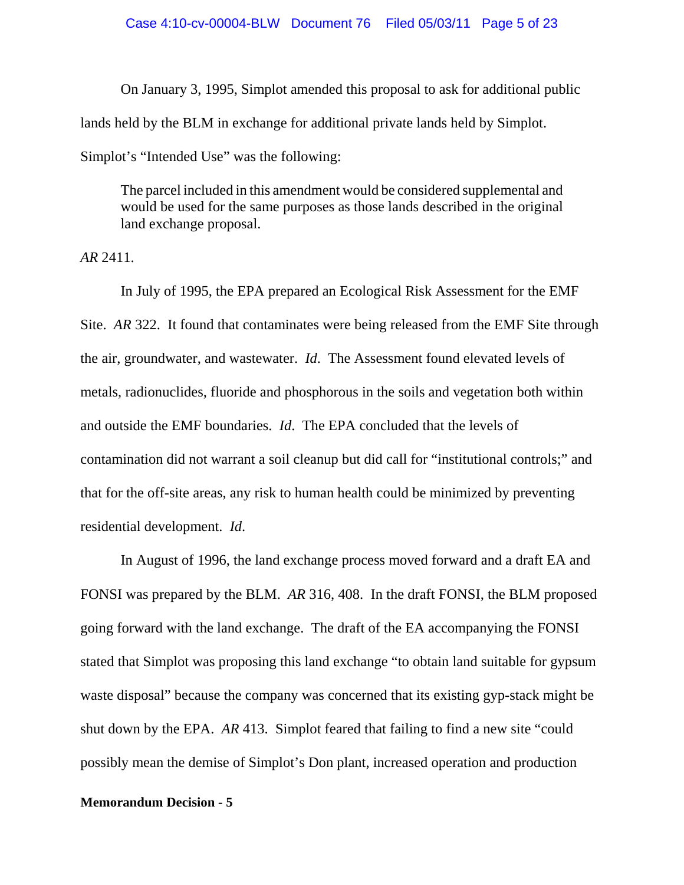On January 3, 1995, Simplot amended this proposal to ask for additional public lands held by the BLM in exchange for additional private lands held by Simplot. Simplot's "Intended Use" was the following:

> The parcel included in this amendment would be considered supplemental and would be used for the same purposes as those lands described in the original land exchange proposal.

*AR* 2411.

In July of 1995, the EPA prepared an Ecological Risk Assessment for the EMF Site. *AR* 322. It found that contaminates were being released from the EMF Site through the air, groundwater, and wastewater. *Id*. The Assessment found elevated levels of metals, radionuclides, fluoride and phosphorous in the soils and vegetation both within and outside the EMF boundaries. *Id*. The EPA concluded that the levels of contamination did not warrant a soil cleanup but did call for "institutional controls;" and that for the off-site areas, any risk to human health could be minimized by preventing residential development. *Id*.

In August of 1996, the land exchange process moved forward and a draft EA and FONSI was prepared by the BLM. *AR* 316, 408. In the draft FONSI, the BLM proposed going forward with the land exchange. The draft of the EA accompanying the FONSI stated that Simplot was proposing this land exchange "to obtain land suitable for gypsum waste disposal" because the company was concerned that its existing gyp-stack might be shut down by the EPA. *AR* 413. Simplot feared that failing to find a new site "could possibly mean the demise of Simplot's Don plant, increased operation and production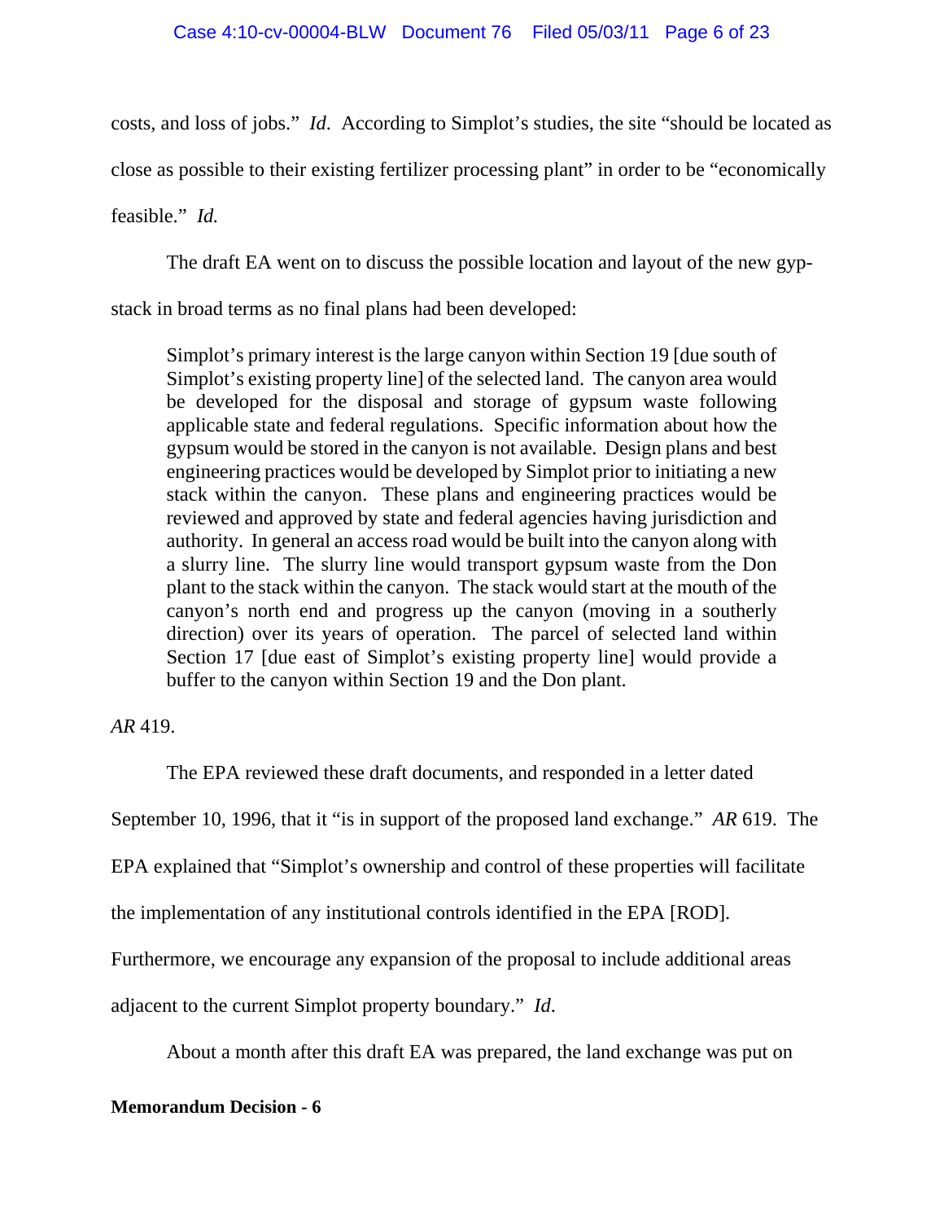costs, and loss of jobs." *Id*. According to Simplot's studies, the site "should be located as close as possible to their existing fertilizer processing plant" in order to be "economically feasible." *Id.*

The draft EA went on to discuss the possible location and layout of the new gyp-stack in broad terms as no final plans had been developed:

> Simplot's primary interest is the large canyon within Section 19 [due south of Simplot's existing property line] of the selected land. The canyon area would be developed for the disposal and storage of gypsum waste following applicable state and federal regulations. Specific information about how the gypsum would be stored in the canyon is not available. Design plans and best engineering practices would be developed by Simplot prior to initiating a new stack within the canyon. These plans and engineering practices would be reviewed and approved by state and federal agencies having jurisdiction and authority. In general an access road would be built into the canyon along with a slurry line. The slurry line would transport gypsum waste from the Don plant to the stack within the canyon. The stack would start at the mouth of the canyon's north end and progress up the canyon (moving in a southerly direction) over its years of operation. The parcel of selected land within Section 17 [due east of Simplot's existing property line] would provide a buffer to the canyon within Section 19 and the Don plant.

*AR* 419.

The EPA reviewed these draft documents, and responded in a letter dated September 10, 1996, that it "is in support of the proposed land exchange." *AR* 619. The EPA explained that "Simplot's ownership and control of these properties will facilitate the implementation of any institutional controls identified in the EPA [ROD]. Furthermore, we encourage any expansion of the proposal to include additional areas adjacent to the current Simplot property boundary." *Id*.

About a month after this draft EA was prepared, the land exchange was put on

**Memorandum Decision - 6**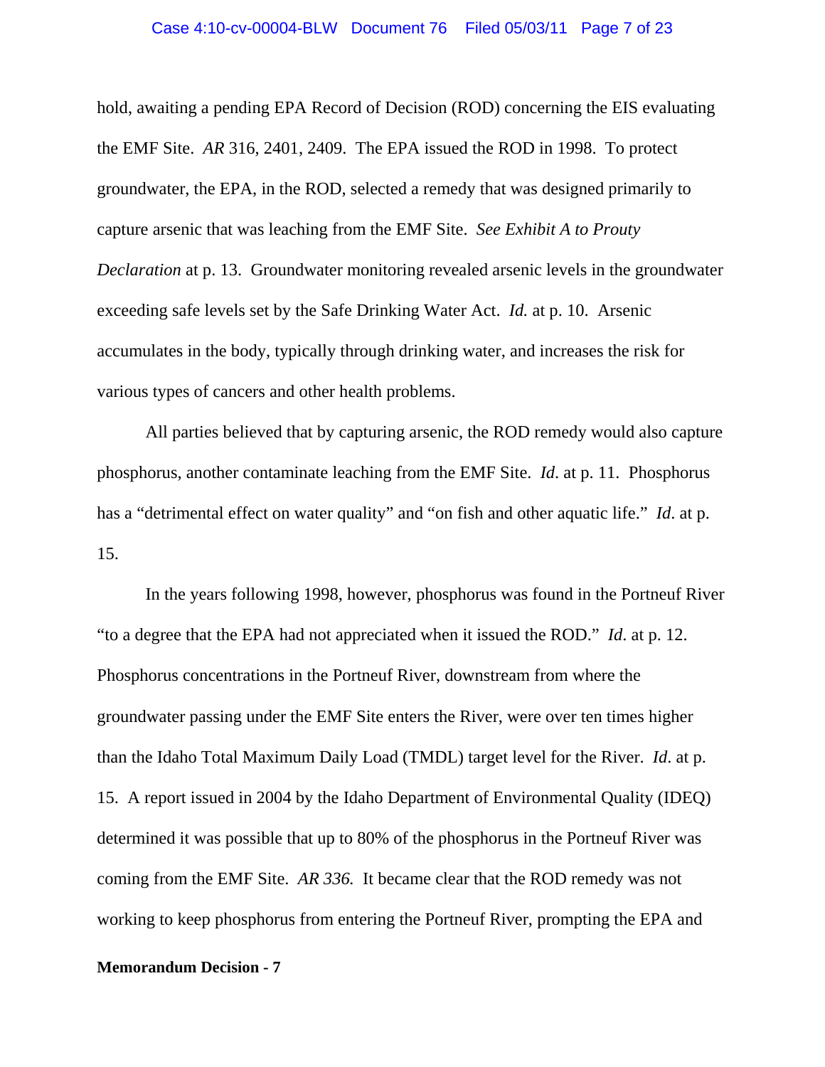hold, awaiting a pending EPA Record of Decision (ROD) concerning the EIS evaluating the EMF Site. *AR* 316, 2401, 2409. The EPA issued the ROD in 1998. To protect groundwater, the EPA, in the ROD, selected a remedy that was designed primarily to capture arsenic that was leaching from the EMF Site. *See Exhibit A to Prouty Declaration* at p. 13. Groundwater monitoring revealed arsenic levels in the groundwater exceeding safe levels set by the Safe Drinking Water Act. *Id.* at p. 10. Arsenic accumulates in the body, typically through drinking water, and increases the risk for various types of cancers and other health problems.

All parties believed that by capturing arsenic, the ROD remedy would also capture phosphorus, another contaminate leaching from the EMF Site. *Id*. at p. 11. Phosphorus has a "detrimental effect on water quality" and "on fish and other aquatic life." *Id*. at p. 15.

In the years following 1998, however, phosphorus was found in the Portneuf River "to a degree that the EPA had not appreciated when it issued the ROD." *Id*. at p. 12. Phosphorus concentrations in the Portneuf River, downstream from where the groundwater passing under the EMF Site enters the River, were over ten times higher than the Idaho Total Maximum Daily Load (TMDL) target level for the River. *Id*. at p. 15. A report issued in 2004 by the Idaho Department of Environmental Quality (IDEQ) determined it was possible that up to 80% of the phosphorus in the Portneuf River was coming from the EMF Site. *AR 336.* It became clear that the ROD remedy was not working to keep phosphorus from entering the Portneuf River, prompting the EPA and

**Memorandum Decision - 7**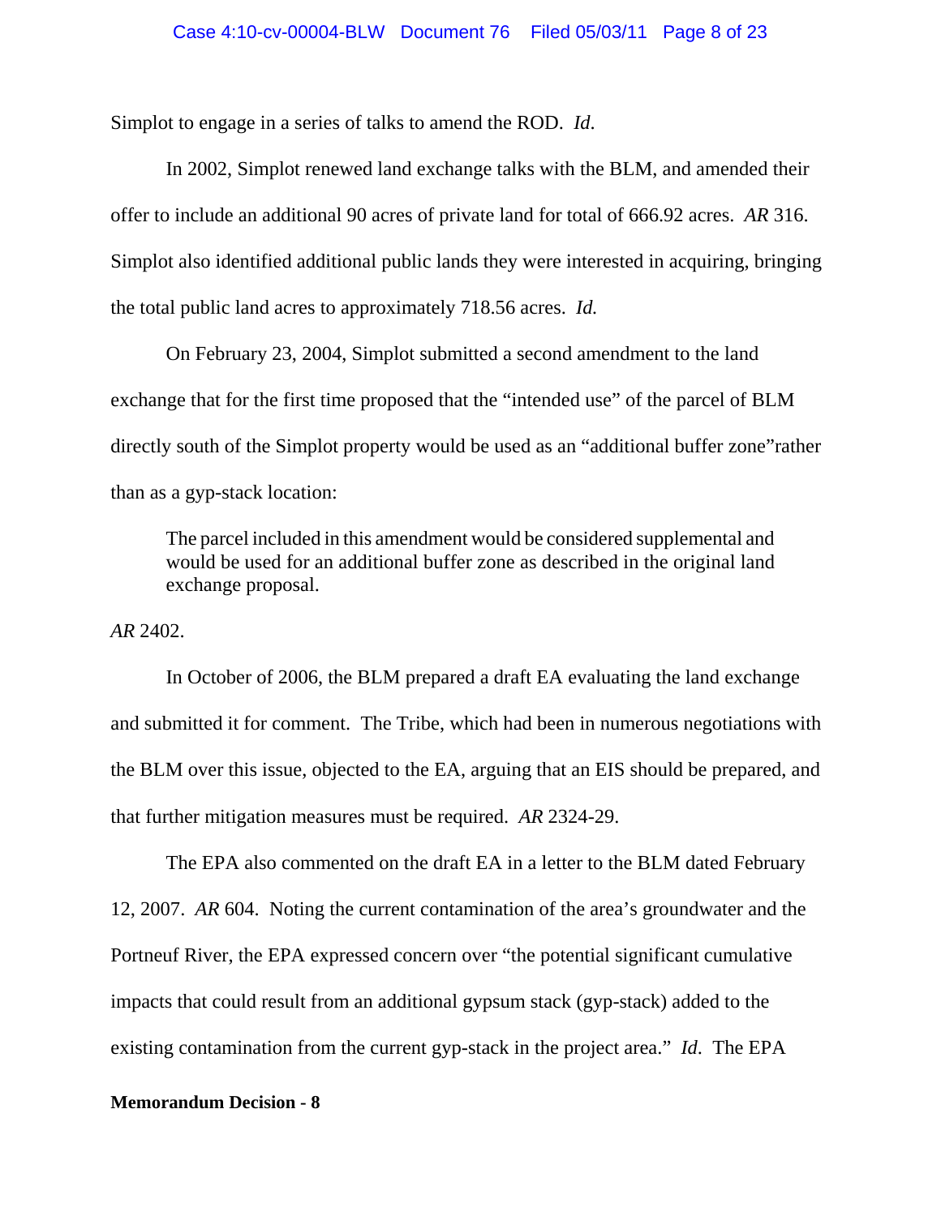Simplot to engage in a series of talks to amend the ROD. *Id*.

In 2002, Simplot renewed land exchange talks with the BLM, and amended their offer to include an additional 90 acres of private land for total of 666.92 acres. *AR* 316. Simplot also identified additional public lands they were interested in acquiring, bringing the total public land acres to approximately 718.56 acres. *Id.*

On February 23, 2004, Simplot submitted a second amendment to the land exchange that for the first time proposed that the "intended use" of the parcel of BLM directly south of the Simplot property would be used as an "additional buffer zone"rather than as a gyp-stack location:

> The parcel included in this amendment would be considered supplemental and would be used for an additional buffer zone as described in the original land exchange proposal.

*AR* 2402.

In October of 2006, the BLM prepared a draft EA evaluating the land exchange and submitted it for comment. The Tribe, which had been in numerous negotiations with the BLM over this issue, objected to the EA, arguing that an EIS should be prepared, and that further mitigation measures must be required. *AR* 2324-29.

The EPA also commented on the draft EA in a letter to the BLM dated February 12, 2007. *AR* 604. Noting the current contamination of the area's groundwater and the Portneuf River, the EPA expressed concern over "the potential significant cumulative impacts that could result from an additional gypsum stack (gyp-stack) added to the existing contamination from the current gyp-stack in the project area." *Id*. The EPA

**Memorandum Decision - 8**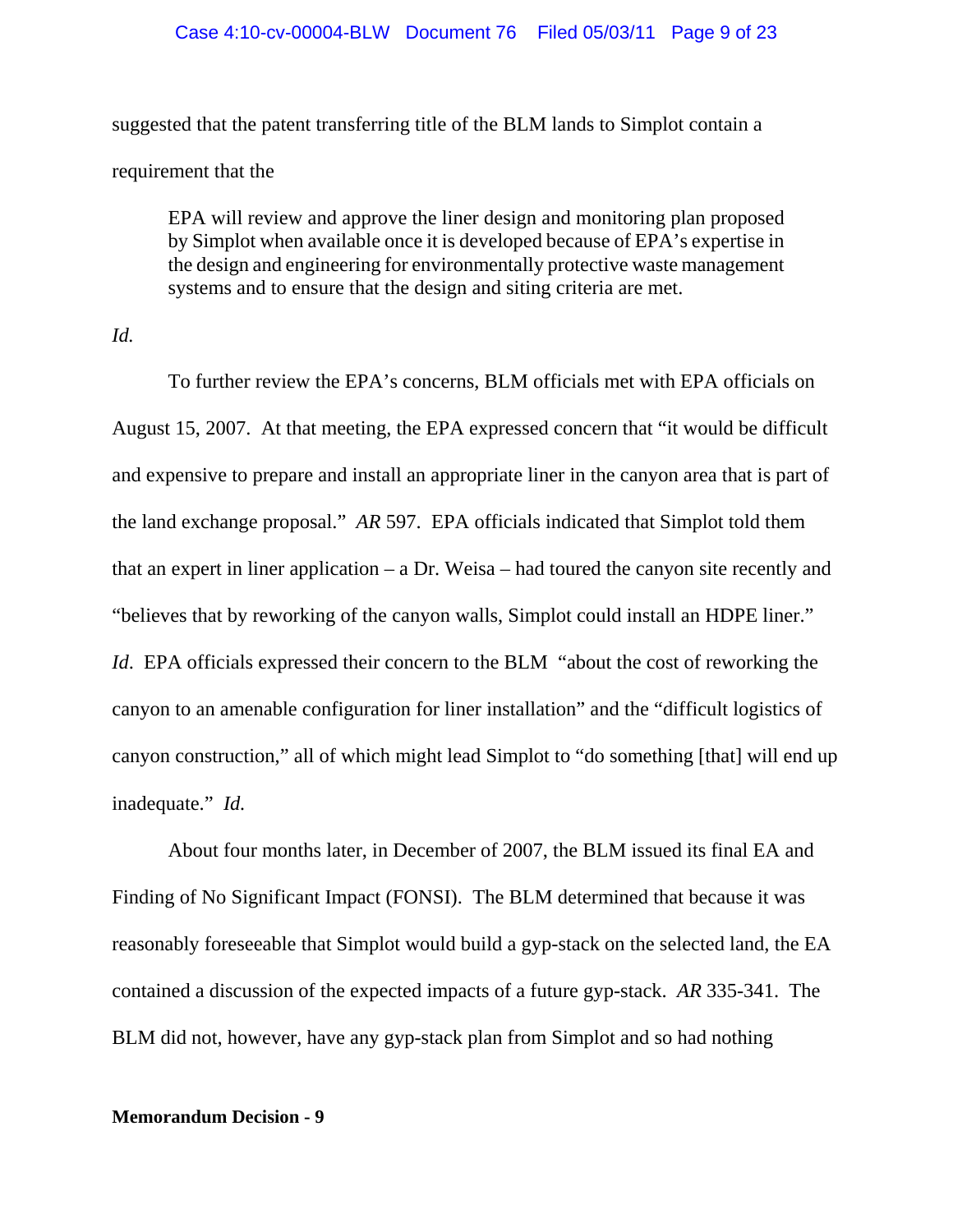suggested that the patent transferring title of the BLM lands to Simplot contain a requirement that the

> EPA will review and approve the liner design and monitoring plan proposed by Simplot when available once it is developed because of EPA's expertise in the design and engineering for environmentally protective waste management systems and to ensure that the design and siting criteria are met.

*Id.*

To further review the EPA's concerns, BLM officials met with EPA officials on August 15, 2007. At that meeting, the EPA expressed concern that "it would be difficult and expensive to prepare and install an appropriate liner in the canyon area that is part of the land exchange proposal." *AR* 597. EPA officials indicated that Simplot told them that an expert in liner application – a Dr. Weisa – had toured the canyon site recently and "believes that by reworking of the canyon walls, Simplot could install an HDPE liner." *Id*. EPA officials expressed their concern to the BLM "about the cost of reworking the canyon to an amenable configuration for liner installation" and the "difficult logistics of canyon construction," all of which might lead Simplot to "do something [that] will end up inadequate." *Id.*

About four months later, in December of 2007, the BLM issued its final EA and Finding of No Significant Impact (FONSI). The BLM determined that because it was reasonably foreseeable that Simplot would build a gyp-stack on the selected land, the EA contained a discussion of the expected impacts of a future gyp-stack. *AR* 335-341. The BLM did not, however, have any gyp-stack plan from Simplot and so had nothing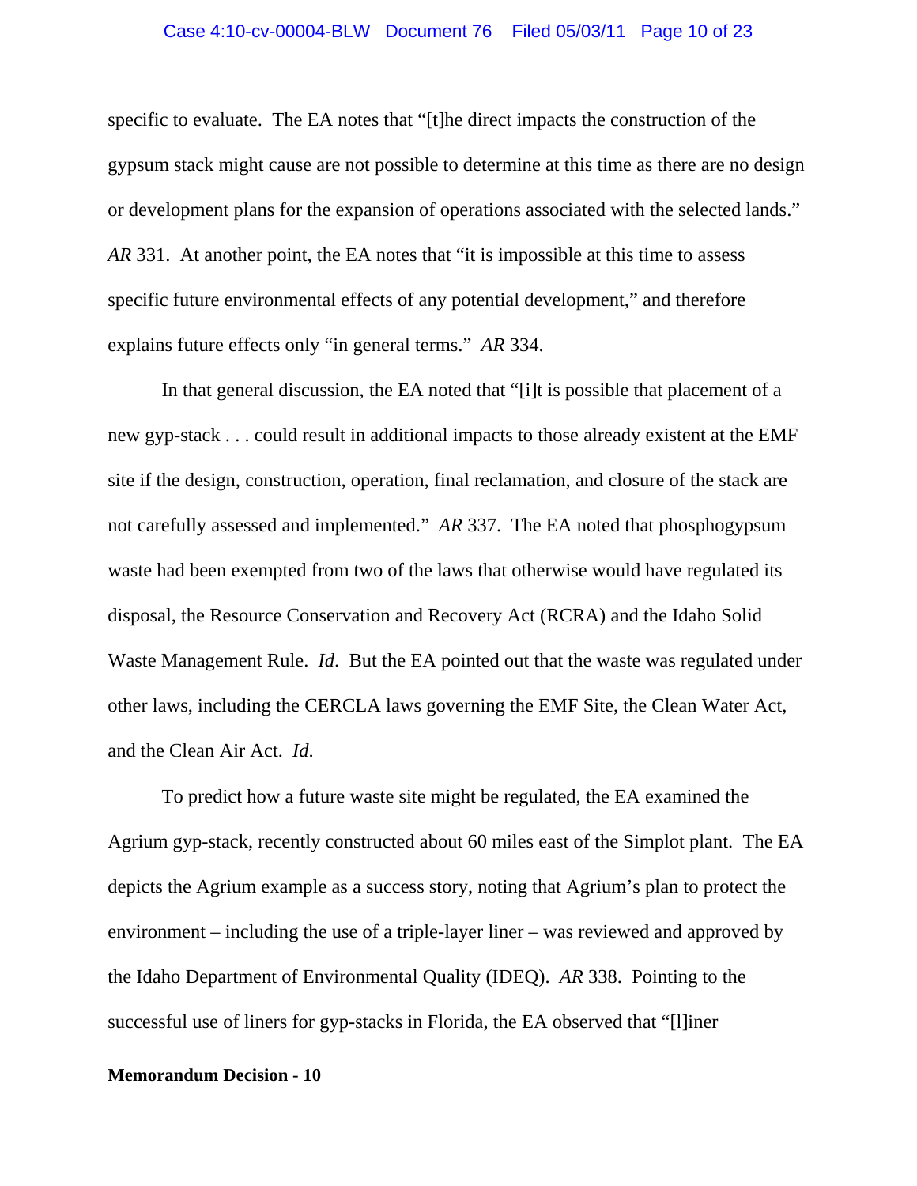specific to evaluate. The EA notes that "[t]he direct impacts the construction of the gypsum stack might cause are not possible to determine at this time as there are no design or development plans for the expansion of operations associated with the selected lands." *AR* 331. At another point, the EA notes that "it is impossible at this time to assess specific future environmental effects of any potential development," and therefore explains future effects only "in general terms." *AR* 334.

In that general discussion, the EA noted that "[i]t is possible that placement of a new gyp-stack . . . could result in additional impacts to those already existent at the EMF site if the design, construction, operation, final reclamation, and closure of the stack are not carefully assessed and implemented." *AR* 337. The EA noted that phosphogypsum waste had been exempted from two of the laws that otherwise would have regulated its disposal, the Resource Conservation and Recovery Act (RCRA) and the Idaho Solid Waste Management Rule. *Id*. But the EA pointed out that the waste was regulated under other laws, including the CERCLA laws governing the EMF Site, the Clean Water Act, and the Clean Air Act. *Id*.

To predict how a future waste site might be regulated, the EA examined the Agrium gyp-stack, recently constructed about 60 miles east of the Simplot plant. The EA depicts the Agrium example as a success story, noting that Agrium's plan to protect the environment – including the use of a triple-layer liner – was reviewed and approved by the Idaho Department of Environmental Quality (IDEQ). *AR* 338. Pointing to the successful use of liners for gyp-stacks in Florida, the EA observed that "[l]iner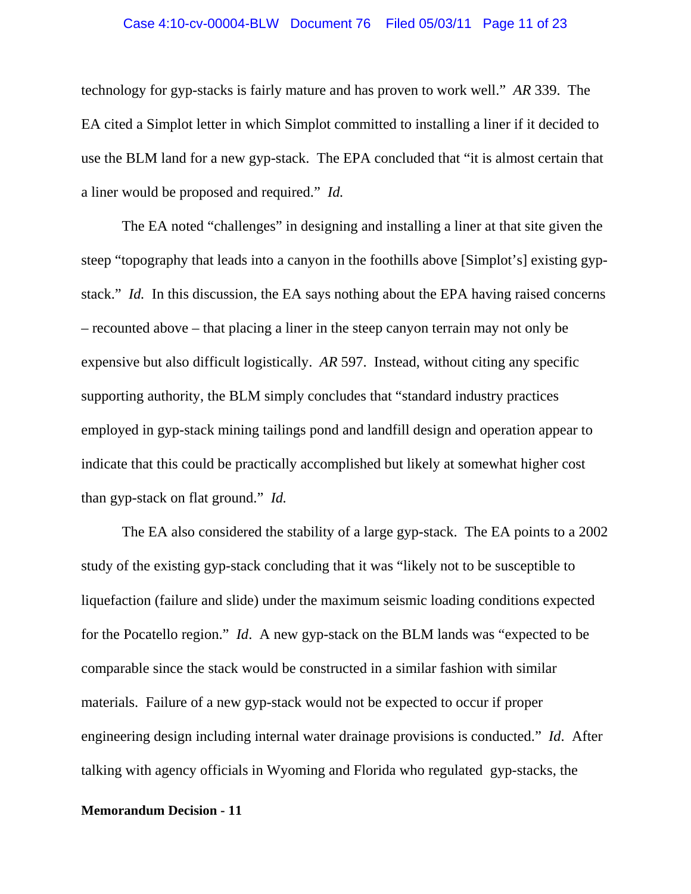technology for gyp-stacks is fairly mature and has proven to work well." *AR* 339. The EA cited a Simplot letter in which Simplot committed to installing a liner if it decided to use the BLM land for a new gyp-stack. The EPA concluded that "it is almost certain that a liner would be proposed and required." *Id.*

The EA noted "challenges" in designing and installing a liner at that site given the steep "topography that leads into a canyon in the foothills above [Simplot's] existing gyp-stack." *Id.* In this discussion, the EA says nothing about the EPA having raised concerns – recounted above – that placing a liner in the steep canyon terrain may not only be expensive but also difficult logistically. *AR* 597. Instead, without citing any specific supporting authority, the BLM simply concludes that "standard industry practices employed in gyp-stack mining tailings pond and landfill design and operation appear to indicate that this could be practically accomplished but likely at somewhat higher cost than gyp-stack on flat ground." *Id.*

The EA also considered the stability of a large gyp-stack. The EA points to a 2002 study of the existing gyp-stack concluding that it was "likely not to be susceptible to liquefaction (failure and slide) under the maximum seismic loading conditions expected for the Pocatello region." *Id*. A new gyp-stack on the BLM lands was "expected to be comparable since the stack would be constructed in a similar fashion with similar materials. Failure of a new gyp-stack would not be expected to occur if proper engineering design including internal water drainage provisions is conducted." *Id*. After talking with agency officials in Wyoming and Florida who regulated gyp-stacks, the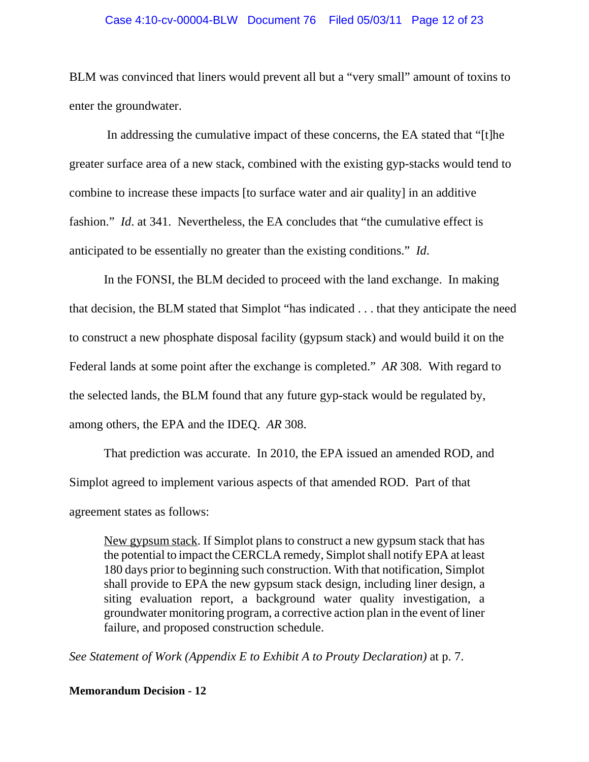BLM was convinced that liners would prevent all but a "very small" amount of toxins to enter the groundwater.

In addressing the cumulative impact of these concerns, the EA stated that "[t]he greater surface area of a new stack, combined with the existing gyp-stacks would tend to combine to increase these impacts [to surface water and air quality] in an additive fashion." *Id*. at 341. Nevertheless, the EA concludes that "the cumulative effect is anticipated to be essentially no greater than the existing conditions." *Id*.

In the FONSI, the BLM decided to proceed with the land exchange. In making that decision, the BLM stated that Simplot "has indicated . . . that they anticipate the need to construct a new phosphate disposal facility (gypsum stack) and would build it on the Federal lands at some point after the exchange is completed." *AR* 308. With regard to the selected lands, the BLM found that any future gyp-stack would be regulated by, among others, the EPA and the IDEQ. *AR* 308.

That prediction was accurate. In 2010, the EPA issued an amended ROD, and Simplot agreed to implement various aspects of that amended ROD. Part of that agreement states as follows:

> <u>New gypsum stack</u>. If Simplot plans to construct a new gypsum stack that has the potential to impact the CERCLA remedy, Simplot shall notify EPA at least 180 days prior to beginning such construction. With that notification, Simplot shall provide to EPA the new gypsum stack design, including liner design, a siting evaluation report, a background water quality investigation, a groundwater monitoring program, a corrective action plan in the event of liner failure, and proposed construction schedule.

*See Statement of Work (Appendix E to Exhibit A to Prouty Declaration)* at p. 7.

**Memorandum Decision - 12**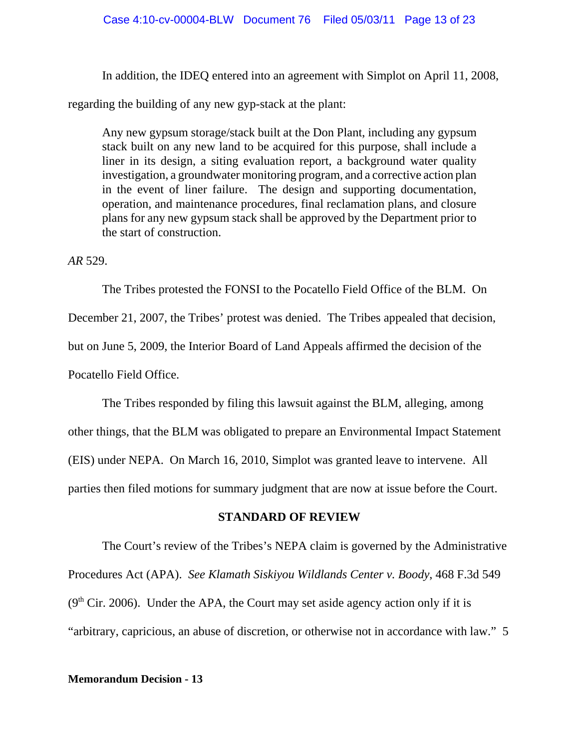In addition, the IDEQ entered into an agreement with Simplot on April 11, 2008, regarding the building of any new gyp-stack at the plant:

> Any new gypsum storage/stack built at the Don Plant, including any gypsum stack built on any new land to be acquired for this purpose, shall include a liner in its design, a siting evaluation report, a background water quality investigation, a groundwater monitoring program, and a corrective action plan in the event of liner failure. The design and supporting documentation, operation, and maintenance procedures, final reclamation plans, and closure plans for any new gypsum stack shall be approved by the Department prior to the start of construction.

*AR* 529.

The Tribes protested the FONSI to the Pocatello Field Office of the BLM. On December 21, 2007, the Tribes' protest was denied. The Tribes appealed that decision, but on June 5, 2009, the Interior Board of Land Appeals affirmed the decision of the Pocatello Field Office.

The Tribes responded by filing this lawsuit against the BLM, alleging, among other things, that the BLM was obligated to prepare an Environmental Impact Statement (EIS) under NEPA. On March 16, 2010, Simplot was granted leave to intervene. All parties then filed motions for summary judgment that are now at issue before the Court.

## STANDARD OF REVIEW

The Court's review of the Tribes's NEPA claim is governed by the Administrative Procedures Act (APA). *See Klamath Siskiyou Wildlands Center v. Boody*, 468 F.3d 549 (9th Cir. 2006). Under the APA, the Court may set aside agency action only if it is "arbitrary, capricious, an abuse of discretion, or otherwise not in accordance with law." 5

**Memorandum Decision - 13**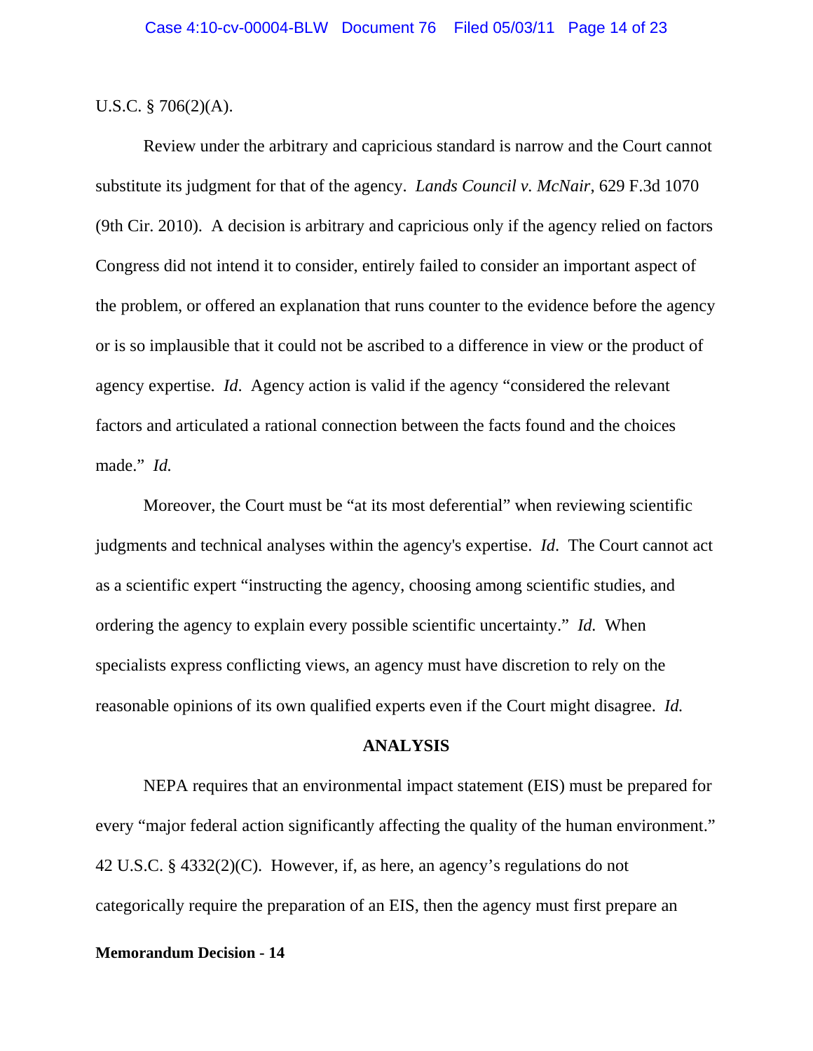U.S.C. § 706(2)(A).

Review under the arbitrary and capricious standard is narrow and the Court cannot substitute its judgment for that of the agency. *Lands Council v. McNair*, 629 F.3d 1070 (9th Cir. 2010). A decision is arbitrary and capricious only if the agency relied on factors Congress did not intend it to consider, entirely failed to consider an important aspect of the problem, or offered an explanation that runs counter to the evidence before the agency or is so implausible that it could not be ascribed to a difference in view or the product of agency expertise. *Id*. Agency action is valid if the agency "considered the relevant factors and articulated a rational connection between the facts found and the choices made." *Id.*

Moreover, the Court must be "at its most deferential" when reviewing scientific judgments and technical analyses within the agency's expertise. *Id*. The Court cannot act as a scientific expert "instructing the agency, choosing among scientific studies, and ordering the agency to explain every possible scientific uncertainty." *Id.* When specialists express conflicting views, an agency must have discretion to rely on the reasonable opinions of its own qualified experts even if the Court might disagree. *Id.*

**ANALYSIS**

NEPA requires that an environmental impact statement (EIS) must be prepared for every "major federal action significantly affecting the quality of the human environment." 42 U.S.C. § 4332(2)(C). However, if, as here, an agency's regulations do not categorically require the preparation of an EIS, then the agency must first prepare an

**Memorandum Decision - 14**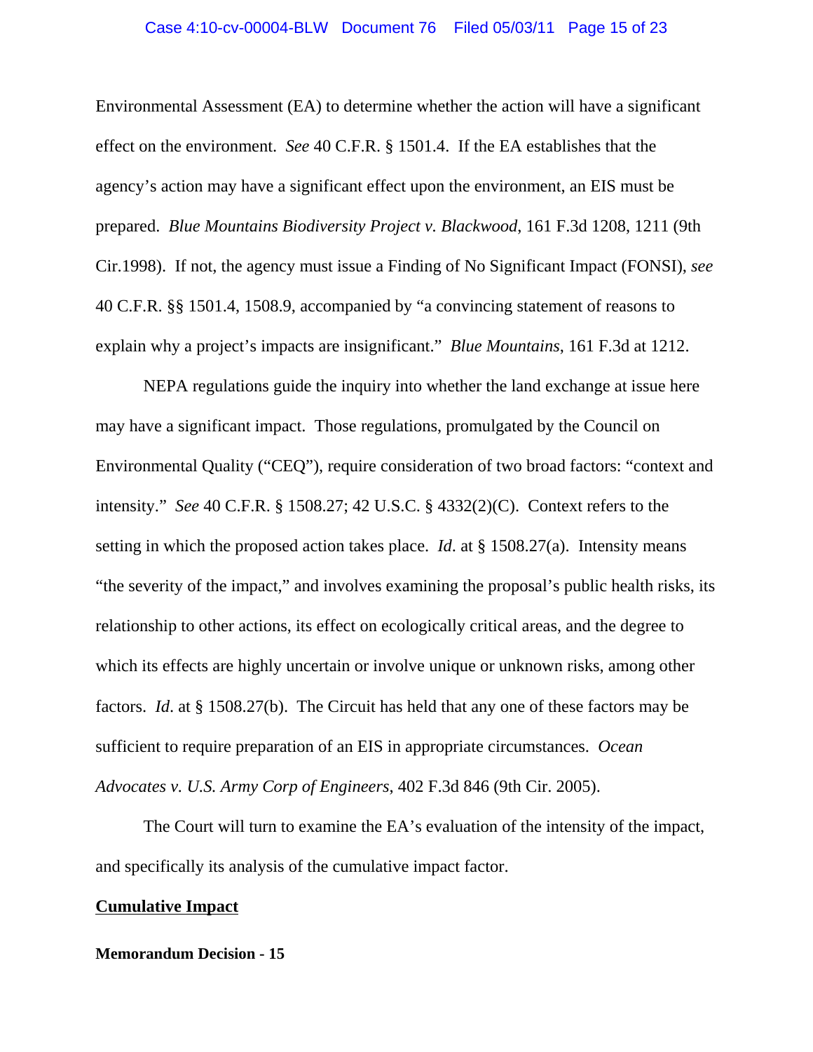Environmental Assessment (EA) to determine whether the action will have a significant effect on the environment. *See* 40 C.F.R. § 1501.4. If the EA establishes that the agency's action may have a significant effect upon the environment, an EIS must be prepared. *Blue Mountains Biodiversity Project v. Blackwood*, 161 F.3d 1208, 1211 (9th Cir.1998). If not, the agency must issue a Finding of No Significant Impact (FONSI), *see* 40 C.F.R. §§ 1501.4, 1508.9, accompanied by "a convincing statement of reasons to explain why a project's impacts are insignificant." *Blue Mountains*, 161 F.3d at 1212.

NEPA regulations guide the inquiry into whether the land exchange at issue here may have a significant impact. Those regulations, promulgated by the Council on Environmental Quality ("CEQ"), require consideration of two broad factors: "context and intensity." *See* 40 C.F.R. § 1508.27; 42 U.S.C. § 4332(2)(C). Context refers to the setting in which the proposed action takes place. *Id*. at § 1508.27(a). Intensity means "the severity of the impact," and involves examining the proposal's public health risks, its relationship to other actions, its effect on ecologically critical areas, and the degree to which its effects are highly uncertain or involve unique or unknown risks, among other factors. *Id*. at § 1508.27(b). The Circuit has held that any one of these factors may be sufficient to require preparation of an EIS in appropriate circumstances. *Ocean Advocates v. U.S. Army Corp of Engineers*, 402 F.3d 846 (9th Cir. 2005).

The Court will turn to examine the EA's evaluation of the intensity of the impact, and specifically its analysis of the cumulative impact factor.

**Cumulative Impact**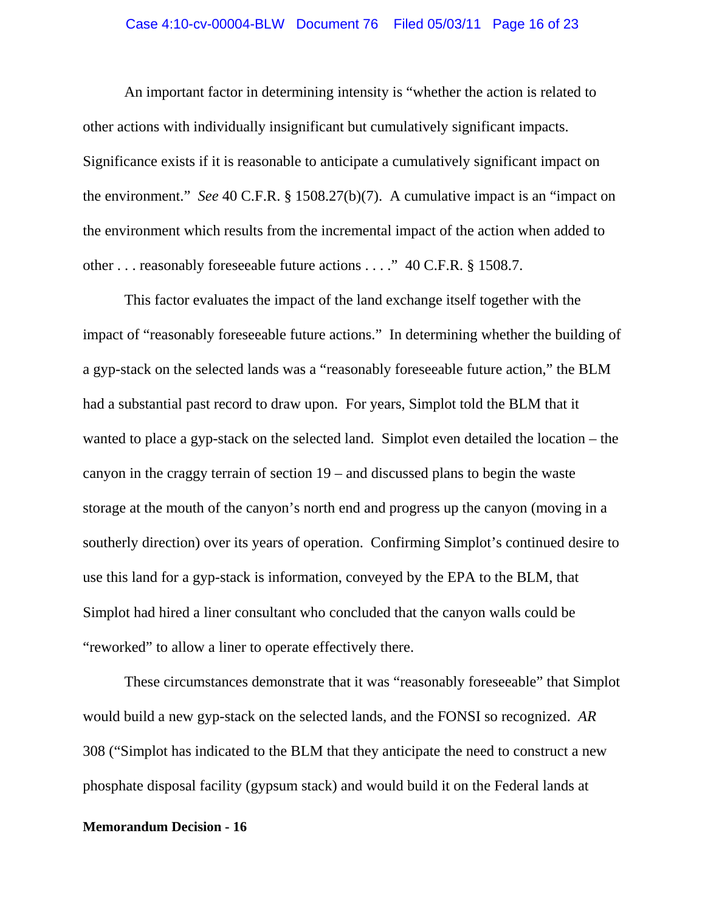An important factor in determining intensity is "whether the action is related to other actions with individually insignificant but cumulatively significant impacts. Significance exists if it is reasonable to anticipate a cumulatively significant impact on the environment." *See* 40 C.F.R. § 1508.27(b)(7). A cumulative impact is an "impact on the environment which results from the incremental impact of the action when added to other . . . reasonably foreseeable future actions . . . ." 40 C.F.R. § 1508.7.

This factor evaluates the impact of the land exchange itself together with the impact of "reasonably foreseeable future actions." In determining whether the building of a gyp-stack on the selected lands was a "reasonably foreseeable future action," the BLM had a substantial past record to draw upon. For years, Simplot told the BLM that it wanted to place a gyp-stack on the selected land. Simplot even detailed the location – the canyon in the craggy terrain of section 19 – and discussed plans to begin the waste storage at the mouth of the canyon's north end and progress up the canyon (moving in a southerly direction) over its years of operation. Confirming Simplot's continued desire to use this land for a gyp-stack is information, conveyed by the EPA to the BLM, that Simplot had hired a liner consultant who concluded that the canyon walls could be "reworked" to allow a liner to operate effectively there.

These circumstances demonstrate that it was "reasonably foreseeable" that Simplot would build a new gyp-stack on the selected lands, and the FONSI so recognized. *AR* 308 ("Simplot has indicated to the BLM that they anticipate the need to construct a new phosphate disposal facility (gypsum stack) and would build it on the Federal lands at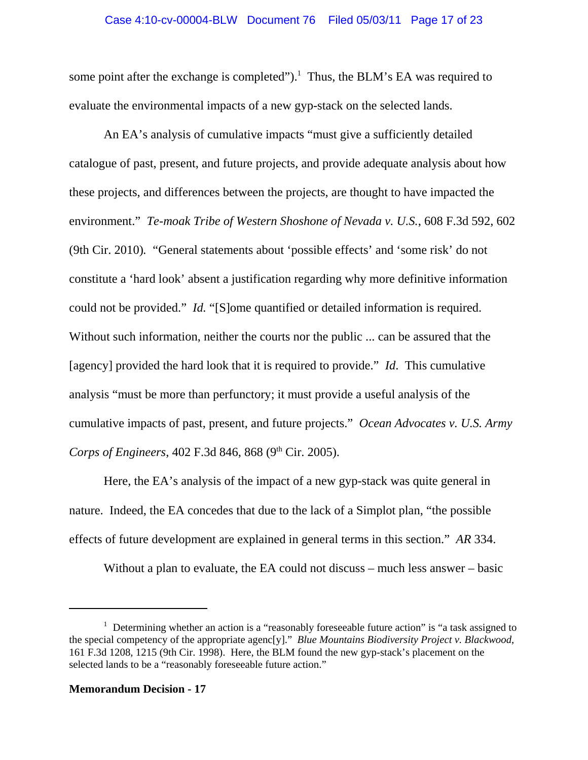some point after the exchange is completed").[1] Thus, the BLM's EA was required to evaluate the environmental impacts of a new gyp-stack on the selected lands.

An EA's analysis of cumulative impacts "must give a sufficiently detailed catalogue of past, present, and future projects, and provide adequate analysis about how these projects, and differences between the projects, are thought to have impacted the environment." *Te-moak Tribe of Western Shoshone of Nevada v. U.S.*, 608 F.3d 592, 602 (9th Cir. 2010). "General statements about 'possible effects' and 'some risk' do not constitute a 'hard look' absent a justification regarding why more definitive information could not be provided." *Id.* "[S]ome quantified or detailed information is required. Without such information, neither the courts nor the public ... can be assured that the [agency] provided the hard look that it is required to provide." *Id*. This cumulative analysis "must be more than perfunctory; it must provide a useful analysis of the cumulative impacts of past, present, and future projects." *Ocean Advocates v. U.S. Army Corps of Engineers*, 402 F.3d 846, 868 (9th Cir. 2005).

Here, the EA's analysis of the impact of a new gyp-stack was quite general in nature. Indeed, the EA concedes that due to the lack of a Simplot plan, "the possible effects of future development are explained in general terms in this section." *AR* 334.

Without a plan to evaluate, the EA could not discuss – much less answer – basic

---

[1] Determining whether an action is a "reasonably foreseeable future action" is "a task assigned to the special competency of the appropriate agenc[y]." *Blue Mountains Biodiversity Project v. Blackwood*, 161 F.3d 1208, 1215 (9th Cir. 1998). Here, the BLM found the new gyp-stack's placement on the selected lands to be a "reasonably foreseeable future action."

**Memorandum Decision - 17**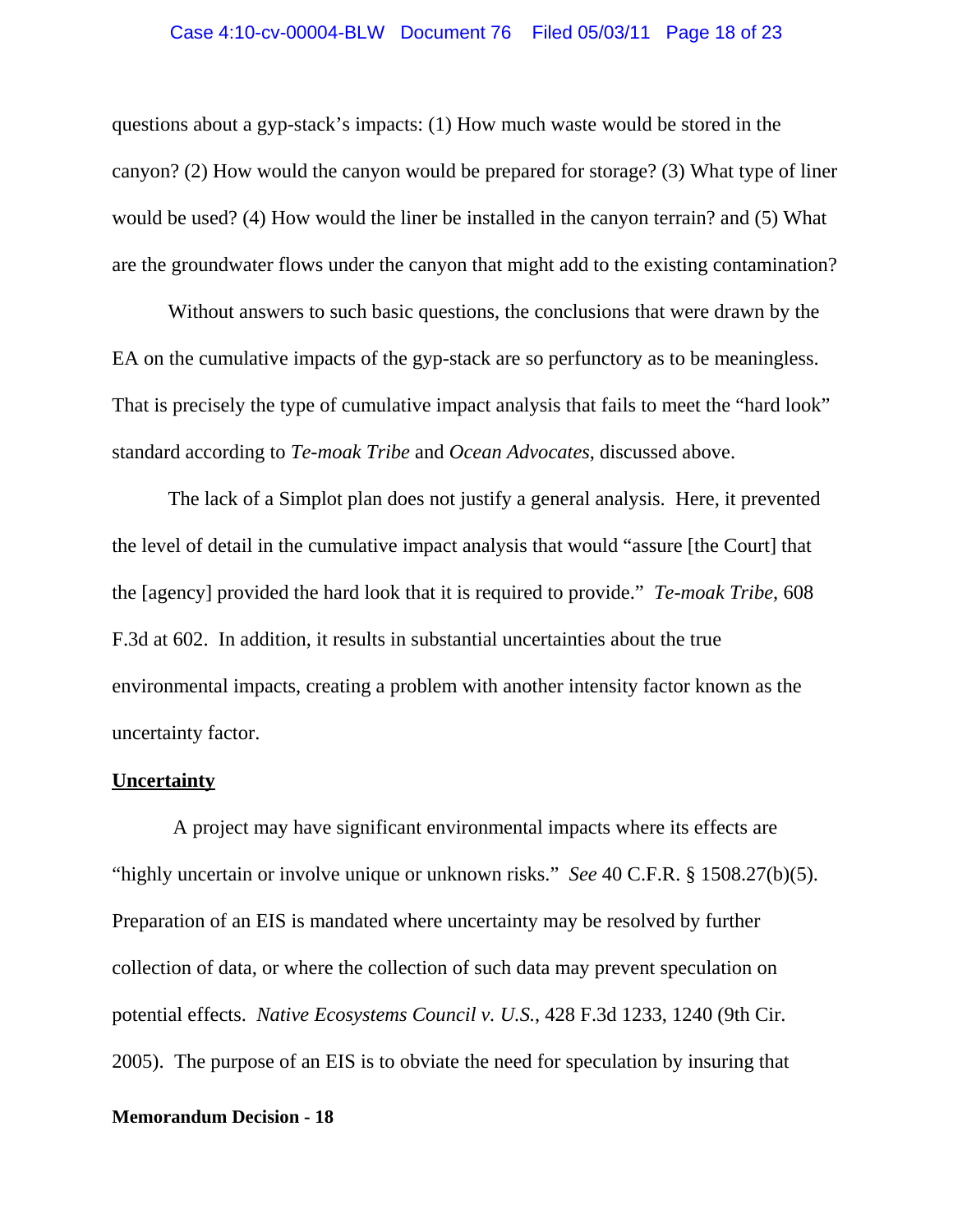questions about a gyp-stack's impacts: (1) How much waste would be stored in the canyon? (2) How would the canyon would be prepared for storage? (3) What type of liner would be used? (4) How would the liner be installed in the canyon terrain? and (5) What are the groundwater flows under the canyon that might add to the existing contamination?

Without answers to such basic questions, the conclusions that were drawn by the EA on the cumulative impacts of the gyp-stack are so perfunctory as to be meaningless. That is precisely the type of cumulative impact analysis that fails to meet the "hard look" standard according to *Te-moak Tribe* and *Ocean Advocates*, discussed above.

The lack of a Simplot plan does not justify a general analysis. Here, it prevented the level of detail in the cumulative impact analysis that would "assure [the Court] that the [agency] provided the hard look that it is required to provide." *Te-moak Tribe*, 608 F.3d at 602. In addition, it results in substantial uncertainties about the true environmental impacts, creating a problem with another intensity factor known as the uncertainty factor.

**<u>Uncertainty</u>**

A project may have significant environmental impacts where its effects are "highly uncertain or involve unique or unknown risks." *See* 40 C.F.R. § 1508.27(b)(5). Preparation of an EIS is mandated where uncertainty may be resolved by further collection of data, or where the collection of such data may prevent speculation on potential effects. *Native Ecosystems Council v. U.S.*, 428 F.3d 1233, 1240 (9th Cir. 2005). The purpose of an EIS is to obviate the need for speculation by insuring that

**Memorandum Decision - 18**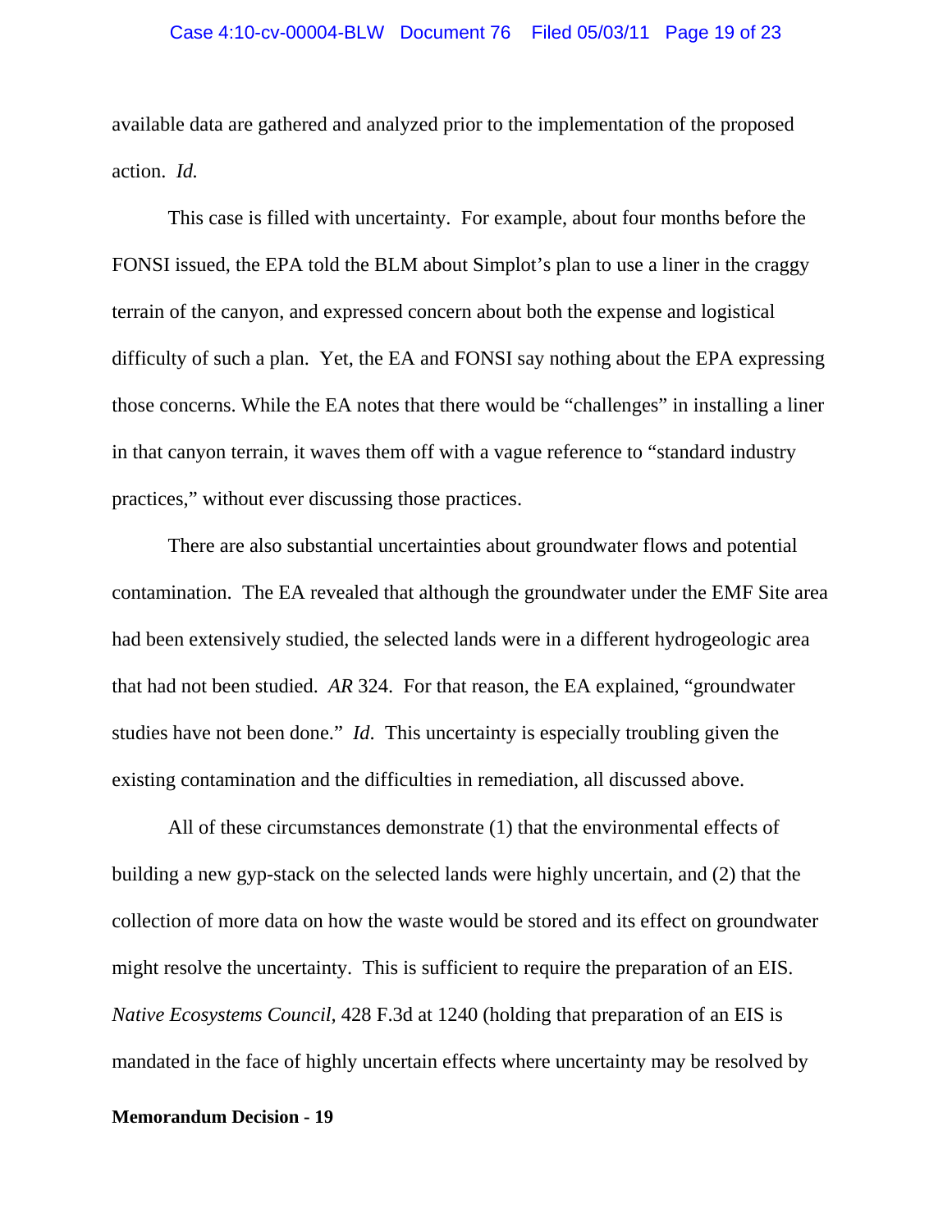available data are gathered and analyzed prior to the implementation of the proposed action. *Id.*

This case is filled with uncertainty. For example, about four months before the FONSI issued, the EPA told the BLM about Simplot's plan to use a liner in the craggy terrain of the canyon, and expressed concern about both the expense and logistical difficulty of such a plan. Yet, the EA and FONSI say nothing about the EPA expressing those concerns. While the EA notes that there would be "challenges" in installing a liner in that canyon terrain, it waves them off with a vague reference to "standard industry practices," without ever discussing those practices.

There are also substantial uncertainties about groundwater flows and potential contamination. The EA revealed that although the groundwater under the EMF Site area had been extensively studied, the selected lands were in a different hydrogeologic area that had not been studied. *AR* 324. For that reason, the EA explained, "groundwater studies have not been done." *Id*. This uncertainty is especially troubling given the existing contamination and the difficulties in remediation, all discussed above.

All of these circumstances demonstrate (1) that the environmental effects of building a new gyp-stack on the selected lands were highly uncertain, and (2) that the collection of more data on how the waste would be stored and its effect on groundwater might resolve the uncertainty. This is sufficient to require the preparation of an EIS. *Native Ecosystems Council*, 428 F.3d at 1240 (holding that preparation of an EIS is mandated in the face of highly uncertain effects where uncertainty may be resolved by

**Memorandum Decision - 19**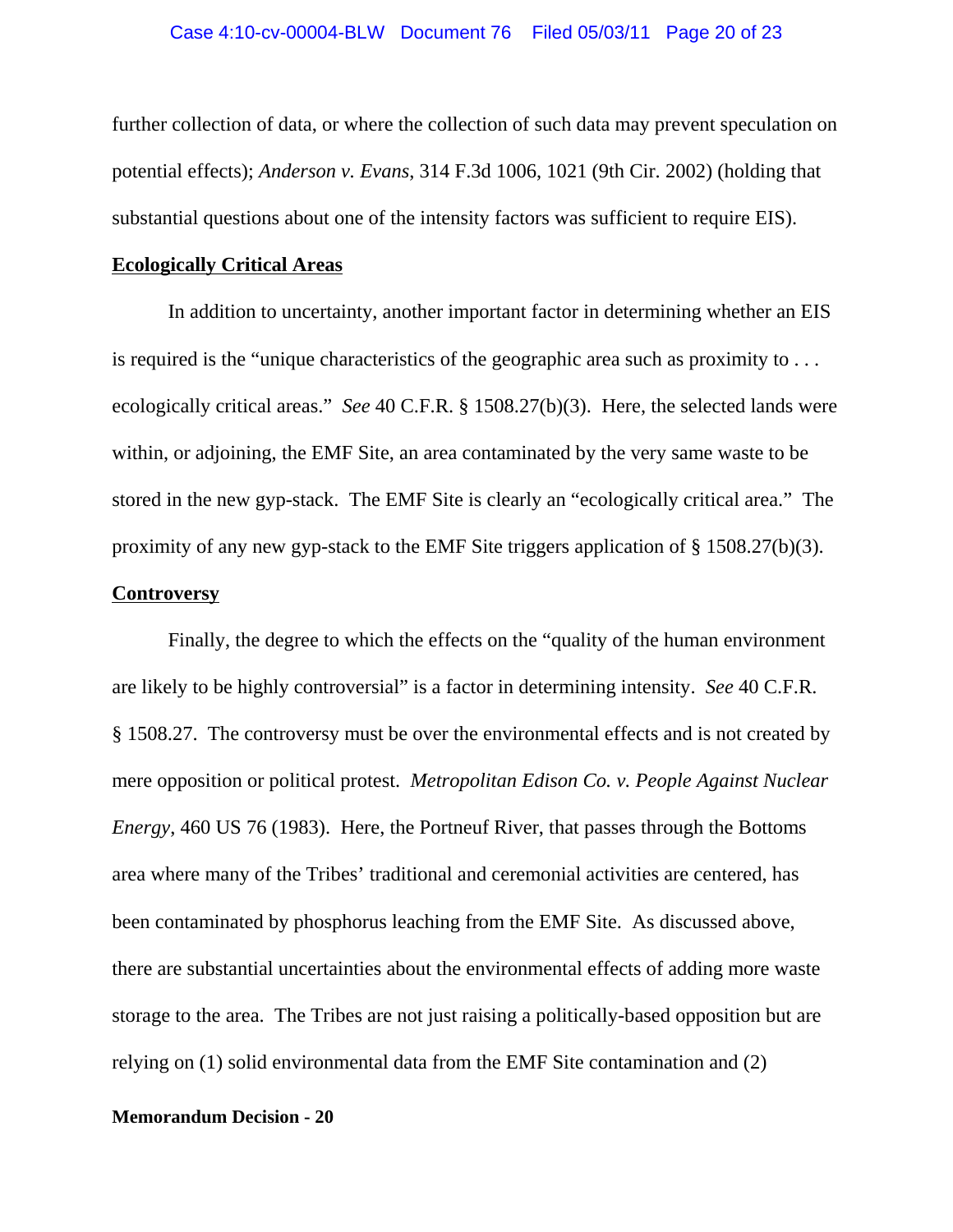further collection of data, or where the collection of such data may prevent speculation on potential effects); *Anderson v. Evans*, 314 F.3d 1006, 1021 (9th Cir. 2002) (holding that substantial questions about one of the intensity factors was sufficient to require EIS).

**Ecologically Critical Areas**

In addition to uncertainty, another important factor in determining whether an EIS is required is the "unique characteristics of the geographic area such as proximity to . . . ecologically critical areas." *See* 40 C.F.R. § 1508.27(b)(3). Here, the selected lands were within, or adjoining, the EMF Site, an area contaminated by the very same waste to be stored in the new gyp-stack. The EMF Site is clearly an "ecologically critical area." The proximity of any new gyp-stack to the EMF Site triggers application of § 1508.27(b)(3).

**Controversy**

Finally, the degree to which the effects on the "quality of the human environment are likely to be highly controversial" is a factor in determining intensity. *See* 40 C.F.R. § 1508.27. The controversy must be over the environmental effects and is not created by mere opposition or political protest. *Metropolitan Edison Co. v. People Against Nuclear Energy*, 460 US 76 (1983). Here, the Portneuf River, that passes through the Bottoms area where many of the Tribes' traditional and ceremonial activities are centered, has been contaminated by phosphorus leaching from the EMF Site. As discussed above, there are substantial uncertainties about the environmental effects of adding more waste storage to the area. The Tribes are not just raising a politically-based opposition but are relying on (1) solid environmental data from the EMF Site contamination and (2)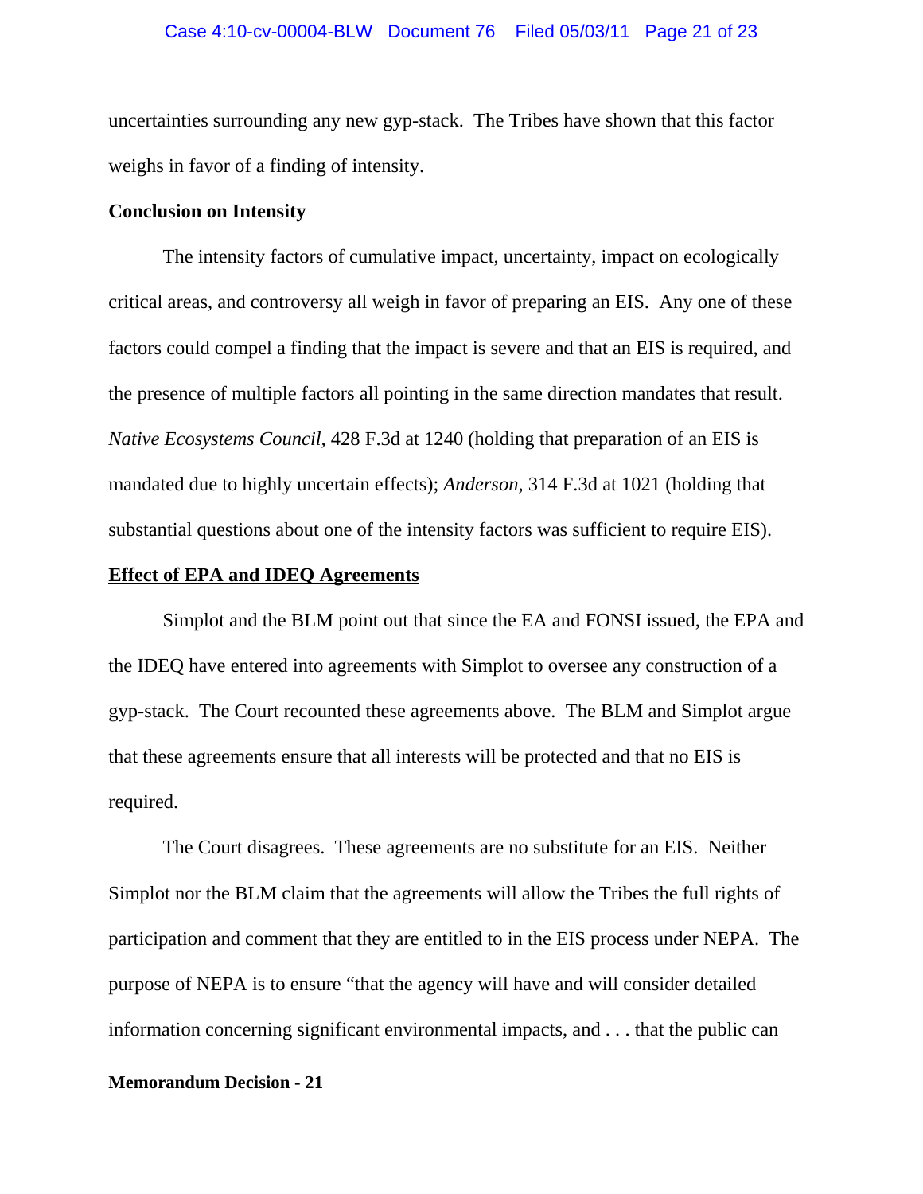uncertainties surrounding any new gyp-stack. The Tribes have shown that this factor weighs in favor of a finding of intensity.

**<u>Conclusion on Intensity</u>**

The intensity factors of cumulative impact, uncertainty, impact on ecologically critical areas, and controversy all weigh in favor of preparing an EIS. Any one of these factors could compel a finding that the impact is severe and that an EIS is required, and the presence of multiple factors all pointing in the same direction mandates that result. *Native Ecosystems Council*, 428 F.3d at 1240 (holding that preparation of an EIS is mandated due to highly uncertain effects); *Anderson*, 314 F.3d at 1021 (holding that substantial questions about one of the intensity factors was sufficient to require EIS).

**<u>Effect of EPA and IDEQ Agreements</u>**

Simplot and the BLM point out that since the EA and FONSI issued, the EPA and the IDEQ have entered into agreements with Simplot to oversee any construction of a gyp-stack. The Court recounted these agreements above. The BLM and Simplot argue that these agreements ensure that all interests will be protected and that no EIS is required.

The Court disagrees. These agreements are no substitute for an EIS. Neither Simplot nor the BLM claim that the agreements will allow the Tribes the full rights of participation and comment that they are entitled to in the EIS process under NEPA. The purpose of NEPA is to ensure "that the agency will have and will consider detailed information concerning significant environmental impacts, and . . . that the public can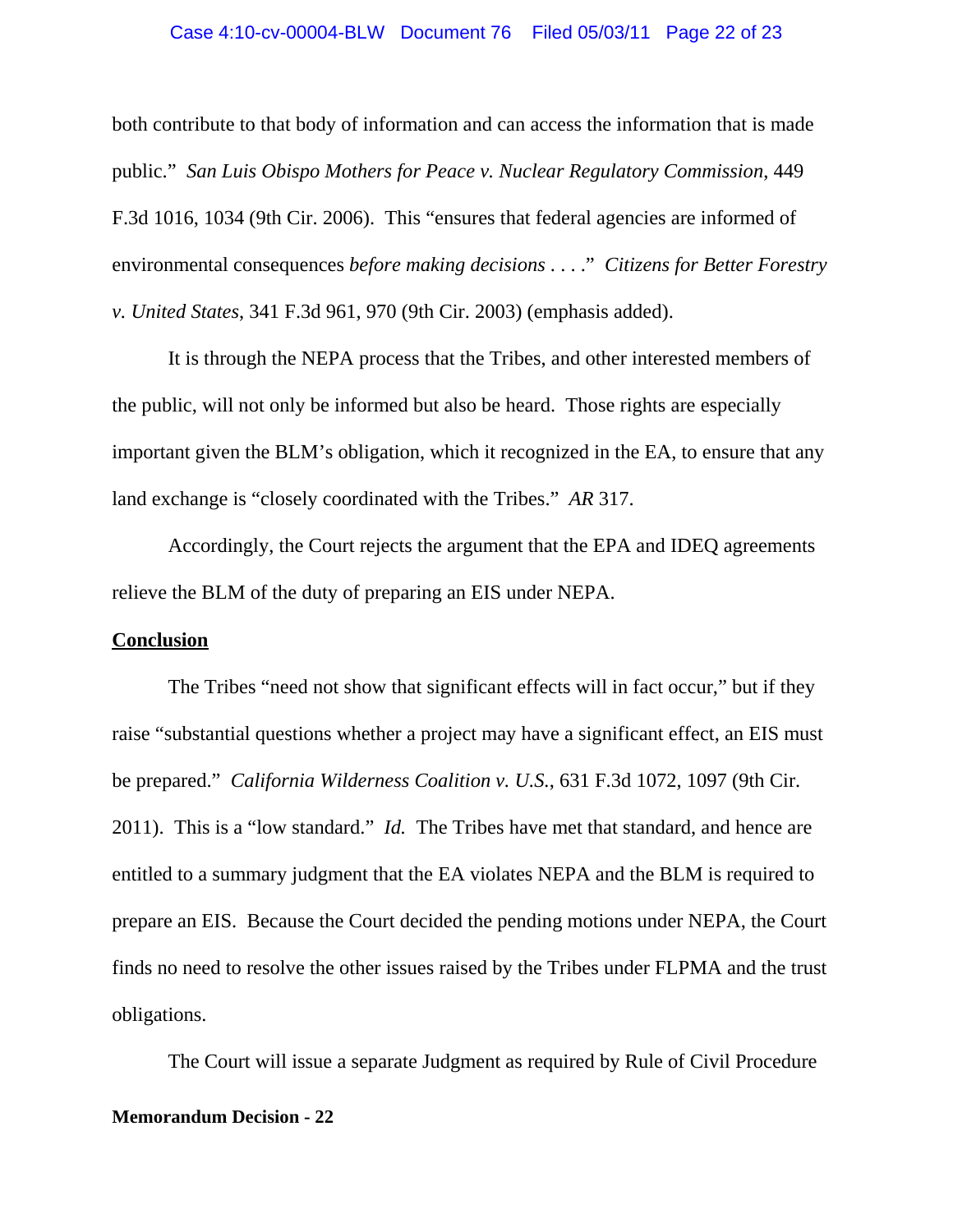both contribute to that body of information and can access the information that is made public." *San Luis Obispo Mothers for Peace v. Nuclear Regulatory Commission*, 449 F.3d 1016, 1034 (9th Cir. 2006). This "ensures that federal agencies are informed of environmental consequences *before making decisions* . . . ." *Citizens for Better Forestry v. United States*, 341 F.3d 961, 970 (9th Cir. 2003) (emphasis added).

It is through the NEPA process that the Tribes, and other interested members of the public, will not only be informed but also be heard. Those rights are especially important given the BLM's obligation, which it recognized in the EA, to ensure that any land exchange is "closely coordinated with the Tribes." *AR* 317.

Accordingly, the Court rejects the argument that the EPA and IDEQ agreements relieve the BLM of the duty of preparing an EIS under NEPA.

## Conclusion

The Tribes "need not show that significant effects will in fact occur," but if they raise "substantial questions whether a project may have a significant effect, an EIS must be prepared." *California Wilderness Coalition v. U.S.*, 631 F.3d 1072, 1097 (9th Cir. 2011). This is a "low standard." *Id.* The Tribes have met that standard, and hence are entitled to a summary judgment that the EA violates NEPA and the BLM is required to prepare an EIS. Because the Court decided the pending motions under NEPA, the Court finds no need to resolve the other issues raised by the Tribes under FLPMA and the trust obligations.

The Court will issue a separate Judgment as required by Rule of Civil Procedure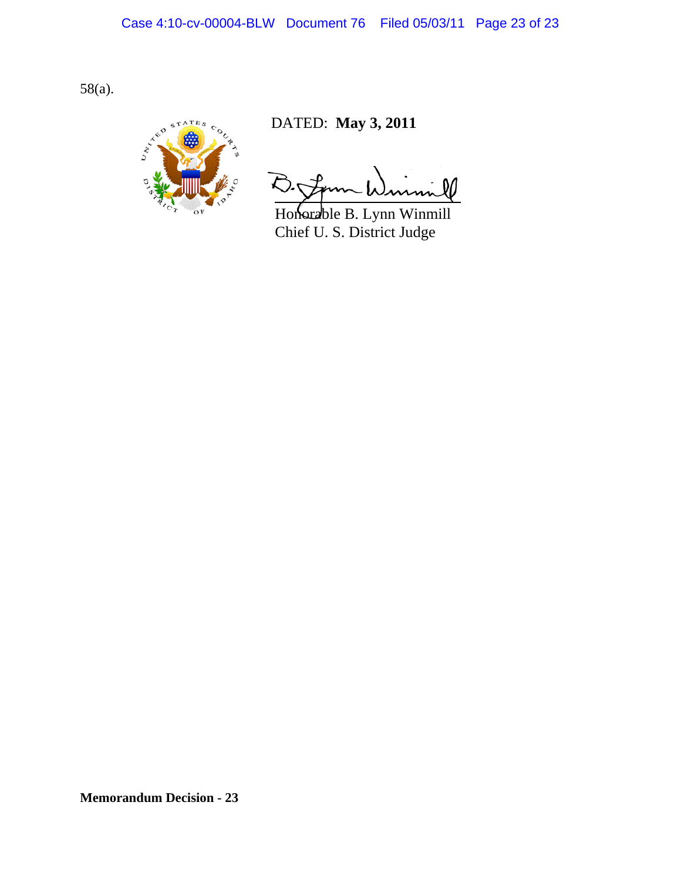58(a).

DATED: **May 3, 2011**

Honorable B. Lynn Winmill
Chief U. S. District Judge